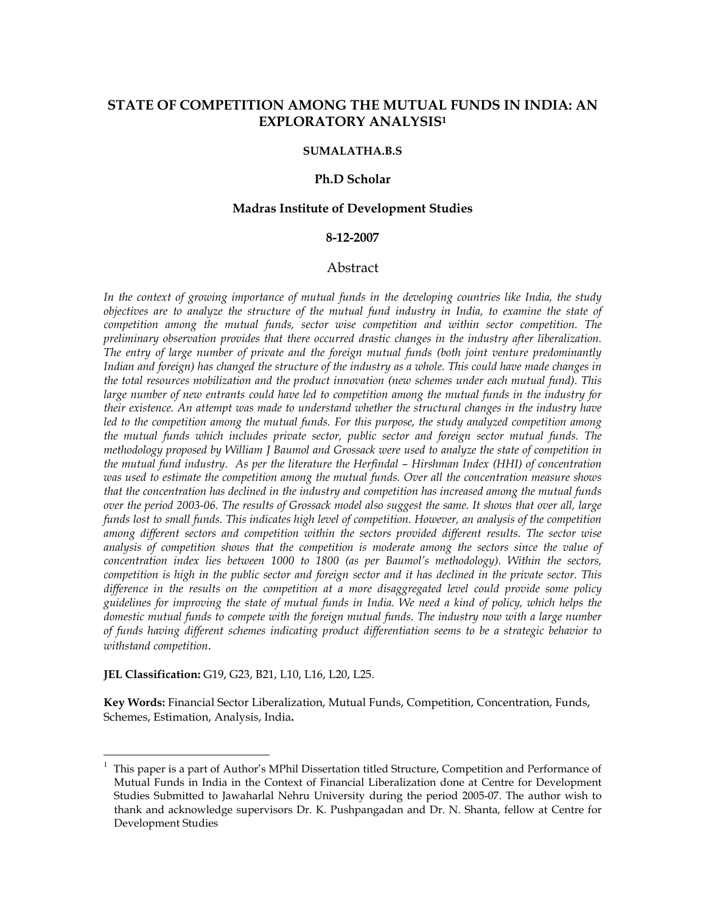# STATE OF COMPETITION AMONG THE MUTUAL FUNDS IN INDIA: AN EXPLORATORY ANALYSIS[1]

**SUMALATHA.B.S**

**Ph.D Scholar**

**Madras Institute of Development Studies**

**8-12-2007**

## Abstract

*In the context of growing importance of mutual funds in the developing countries like India, the study objectives are to analyze the structure of the mutual fund industry in India, to examine the state of competition among the mutual funds, sector wise competition and within sector competition. The preliminary observation provides that there occurred drastic changes in the industry after liberalization. The entry of large number of private and the foreign mutual funds (both joint venture predominantly Indian and foreign) has changed the structure of the industry as a whole. This could have made changes in the total resources mobilization and the product innovation (new schemes under each mutual fund). This large number of new entrants could have led to competition among the mutual funds in the industry for their existence. An attempt was made to understand whether the structural changes in the industry have led to the competition among the mutual funds. For this purpose, the study analyzed competition among the mutual funds which includes private sector, public sector and foreign sector mutual funds. The methodology proposed by William J Baumol and Grossack were used to analyze the state of competition in the mutual fund industry. As per the literature the Herfindal – Hirshman Index (HHI) of concentration was used to estimate the competition among the mutual funds. Over all the concentration measure shows that the concentration has declined in the industry and competition has increased among the mutual funds over the period 2003-06. The results of Grossack model also suggest the same. It shows that over all, large funds lost to small funds. This indicates high level of competition. However, an analysis of the competition among different sectors and competition within the sectors provided different results. The sector wise analysis of competition shows that the competition is moderate among the sectors since the value of concentration index lies between 1000 to 1800 (as per Baumol's methodology). Within the sectors, competition is high in the public sector and foreign sector and it has declined in the private sector. This difference in the results on the competition at a more disaggregated level could provide some policy guidelines for improving the state of mutual funds in India. We need a kind of policy, which helps the domestic mutual funds to compete with the foreign mutual funds. The industry now with a large number of funds having different schemes indicating product differentiation seems to be a strategic behavior to withstand competition*.

**JEL Classification:** G19, G23, B21, L10, L16, L20, L25.

**Key Words:** Financial Sector Liberalization, Mutual Funds, Competition, Concentration, Funds, Schemes, Estimation, Analysis, India**.**

---

[1] This paper is a part of Author's MPhil Dissertation titled Structure, Competition and Performance of Mutual Funds in India in the Context of Financial Liberalization done at Centre for Development Studies Submitted to Jawaharlal Nehru University during the period 2005-07. The author wish to thank and acknowledge supervisors Dr. K. Pushpangadan and Dr. N. Shanta, fellow at Centre for Development Studies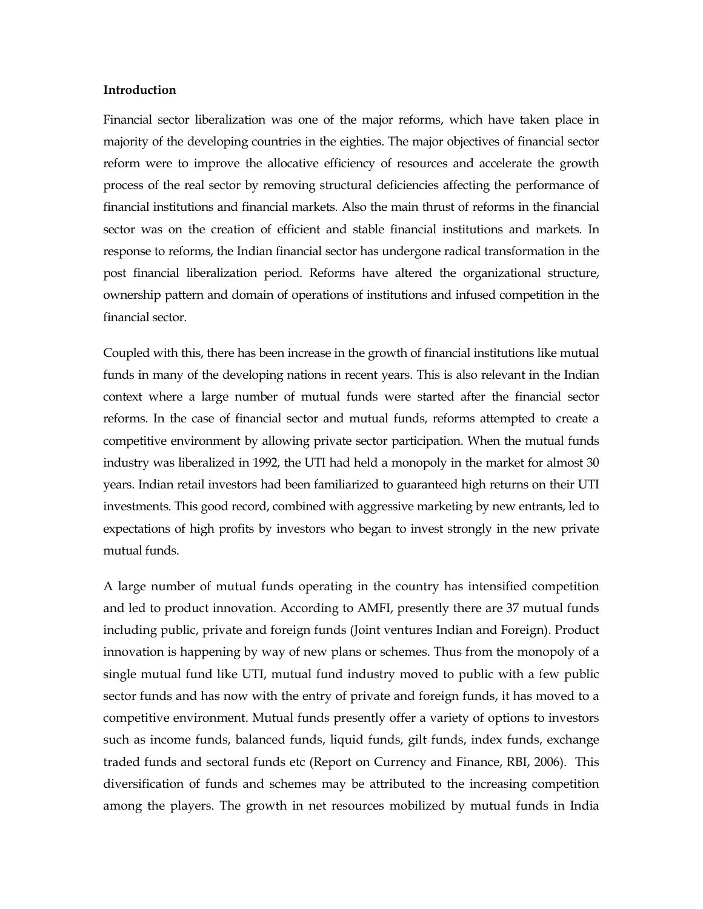**Introduction**

Financial sector liberalization was one of the major reforms, which have taken place in majority of the developing countries in the eighties. The major objectives of financial sector reform were to improve the allocative efficiency of resources and accelerate the growth process of the real sector by removing structural deficiencies affecting the performance of financial institutions and financial markets. Also the main thrust of reforms in the financial sector was on the creation of efficient and stable financial institutions and markets. In response to reforms, the Indian financial sector has undergone radical transformation in the post financial liberalization period. Reforms have altered the organizational structure, ownership pattern and domain of operations of institutions and infused competition in the financial sector.

Coupled with this, there has been increase in the growth of financial institutions like mutual funds in many of the developing nations in recent years. This is also relevant in the Indian context where a large number of mutual funds were started after the financial sector reforms. In the case of financial sector and mutual funds, reforms attempted to create a competitive environment by allowing private sector participation. When the mutual funds industry was liberalized in 1992, the UTI had held a monopoly in the market for almost 30 years. Indian retail investors had been familiarized to guaranteed high returns on their UTI investments. This good record, combined with aggressive marketing by new entrants, led to expectations of high profits by investors who began to invest strongly in the new private mutual funds.

A large number of mutual funds operating in the country has intensified competition and led to product innovation. According to AMFI, presently there are 37 mutual funds including public, private and foreign funds (Joint ventures Indian and Foreign). Product innovation is happening by way of new plans or schemes. Thus from the monopoly of a single mutual fund like UTI, mutual fund industry moved to public with a few public sector funds and has now with the entry of private and foreign funds, it has moved to a competitive environment. Mutual funds presently offer a variety of options to investors such as income funds, balanced funds, liquid funds, gilt funds, index funds, exchange traded funds and sectoral funds etc (Report on Currency and Finance, RBI, 2006). This diversification of funds and schemes may be attributed to the increasing competition among the players. The growth in net resources mobilized by mutual funds in India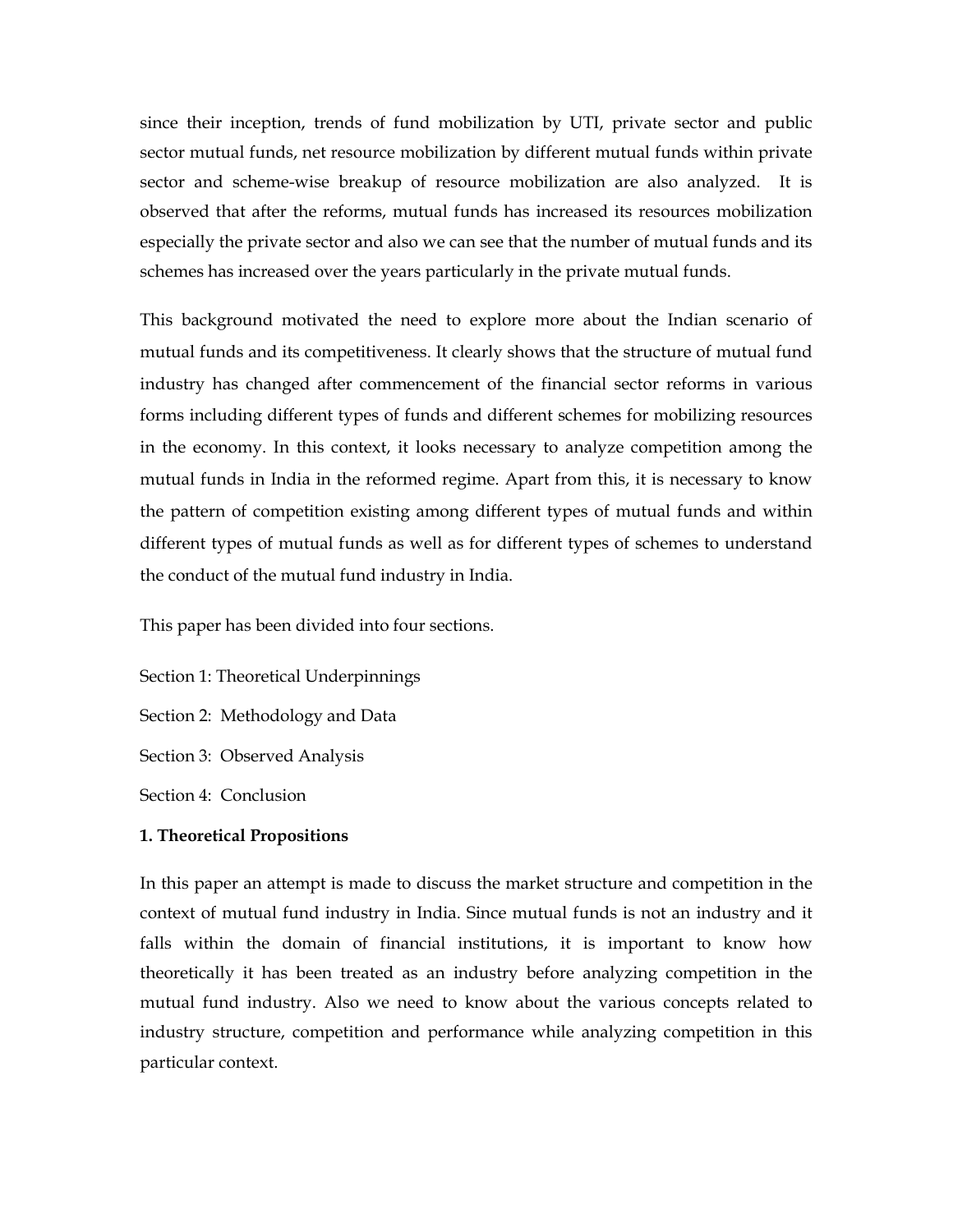since their inception, trends of fund mobilization by UTI, private sector and public sector mutual funds, net resource mobilization by different mutual funds within private sector and scheme-wise breakup of resource mobilization are also analyzed. It is observed that after the reforms, mutual funds has increased its resources mobilization especially the private sector and also we can see that the number of mutual funds and its schemes has increased over the years particularly in the private mutual funds.

This background motivated the need to explore more about the Indian scenario of mutual funds and its competitiveness. It clearly shows that the structure of mutual fund industry has changed after commencement of the financial sector reforms in various forms including different types of funds and different schemes for mobilizing resources in the economy. In this context, it looks necessary to analyze competition among the mutual funds in India in the reformed regime. Apart from this, it is necessary to know the pattern of competition existing among different types of mutual funds and within different types of mutual funds as well as for different types of schemes to understand the conduct of the mutual fund industry in India.

This paper has been divided into four sections.

Section 1: Theoretical Underpinnings

Section 2: Methodology and Data

Section 3: Observed Analysis

Section 4: Conclusion

**1. Theoretical Propositions**

In this paper an attempt is made to discuss the market structure and competition in the context of mutual fund industry in India. Since mutual funds is not an industry and it falls within the domain of financial institutions, it is important to know how theoretically it has been treated as an industry before analyzing competition in the mutual fund industry. Also we need to know about the various concepts related to industry structure, competition and performance while analyzing competition in this particular context.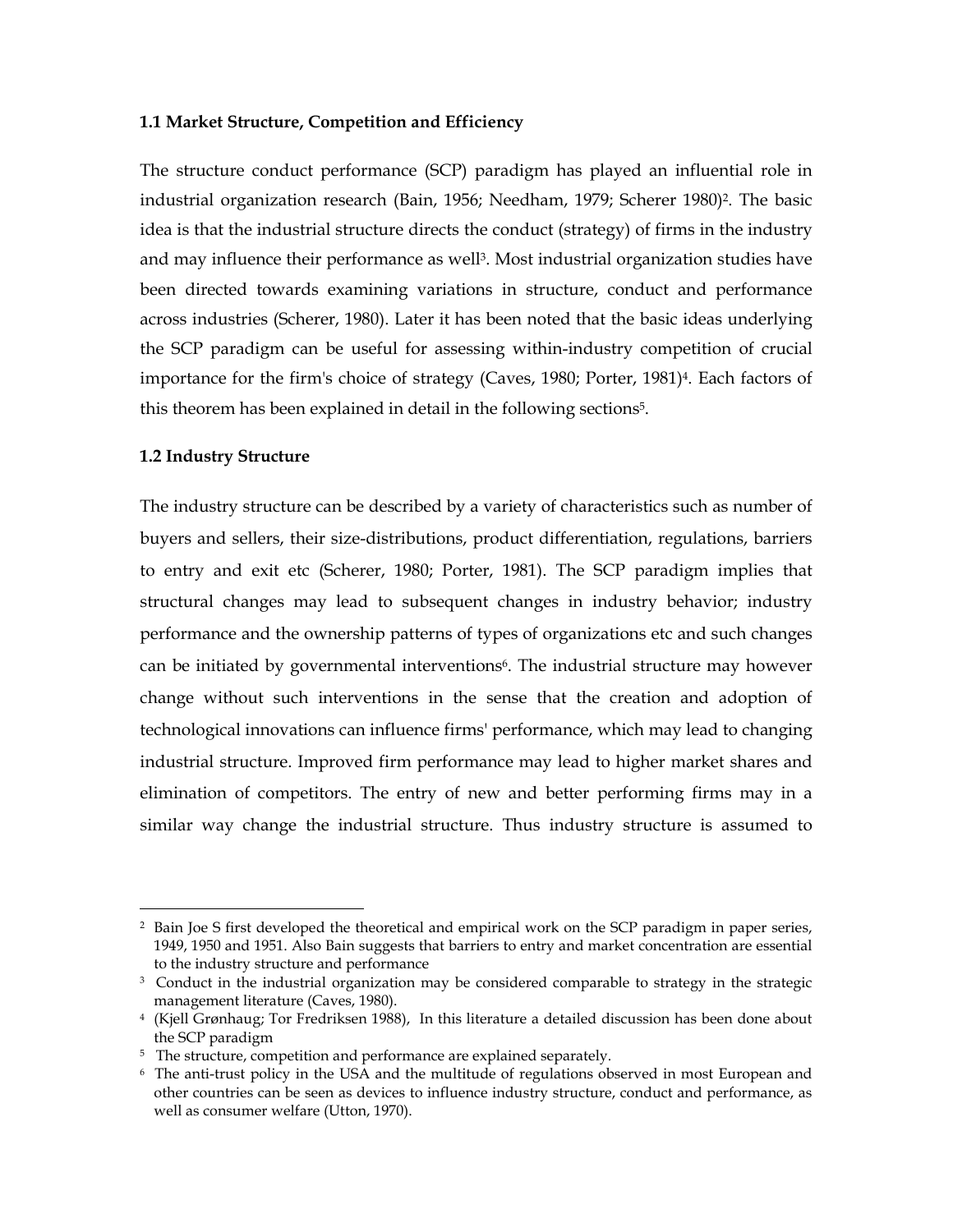### 1.1 Market Structure, Competition and Efficiency

The structure conduct performance (SCP) paradigm has played an influential role in industrial organization research (Bain, 1956; Needham, 1979; Scherer 1980)[2]. The basic idea is that the industrial structure directs the conduct (strategy) of firms in the industry and may influence their performance as well[3]. Most industrial organization studies have been directed towards examining variations in structure, conduct and performance across industries (Scherer, 1980). Later it has been noted that the basic ideas underlying the SCP paradigm can be useful for assessing within-industry competition of crucial importance for the firm's choice of strategy (Caves, 1980; Porter, 1981)[4]. Each factors of this theorem has been explained in detail in the following sections[5].

### 1.2 Industry Structure

The industry structure can be described by a variety of characteristics such as number of buyers and sellers, their size-distributions, product differentiation, regulations, barriers to entry and exit etc (Scherer, 1980; Porter, 1981). The SCP paradigm implies that structural changes may lead to subsequent changes in industry behavior; industry performance and the ownership patterns of types of organizations etc and such changes can be initiated by governmental interventions[6]. The industrial structure may however change without such interventions in the sense that the creation and adoption of technological innovations can influence firms' performance, which may lead to changing industrial structure. Improved firm performance may lead to higher market shares and elimination of competitors. The entry of new and better performing firms may in a similar way change the industrial structure. Thus industry structure is assumed to

---

[2] Bain Joe S first developed the theoretical and empirical work on the SCP paradigm in paper series, 1949, 1950 and 1951. Also Bain suggests that barriers to entry and market concentration are essential to the industry structure and performance

[3] Conduct in the industrial organization may be considered comparable to strategy in the strategic management literature (Caves, 1980).

[4] (Kjell Grønhaug; Tor Fredriksen 1988), In this literature a detailed discussion has been done about the SCP paradigm

[5] The structure, competition and performance are explained separately.

[6] The anti-trust policy in the USA and the multitude of regulations observed in most European and other countries can be seen as devices to influence industry structure, conduct and performance, as well as consumer welfare (Utton, 1970).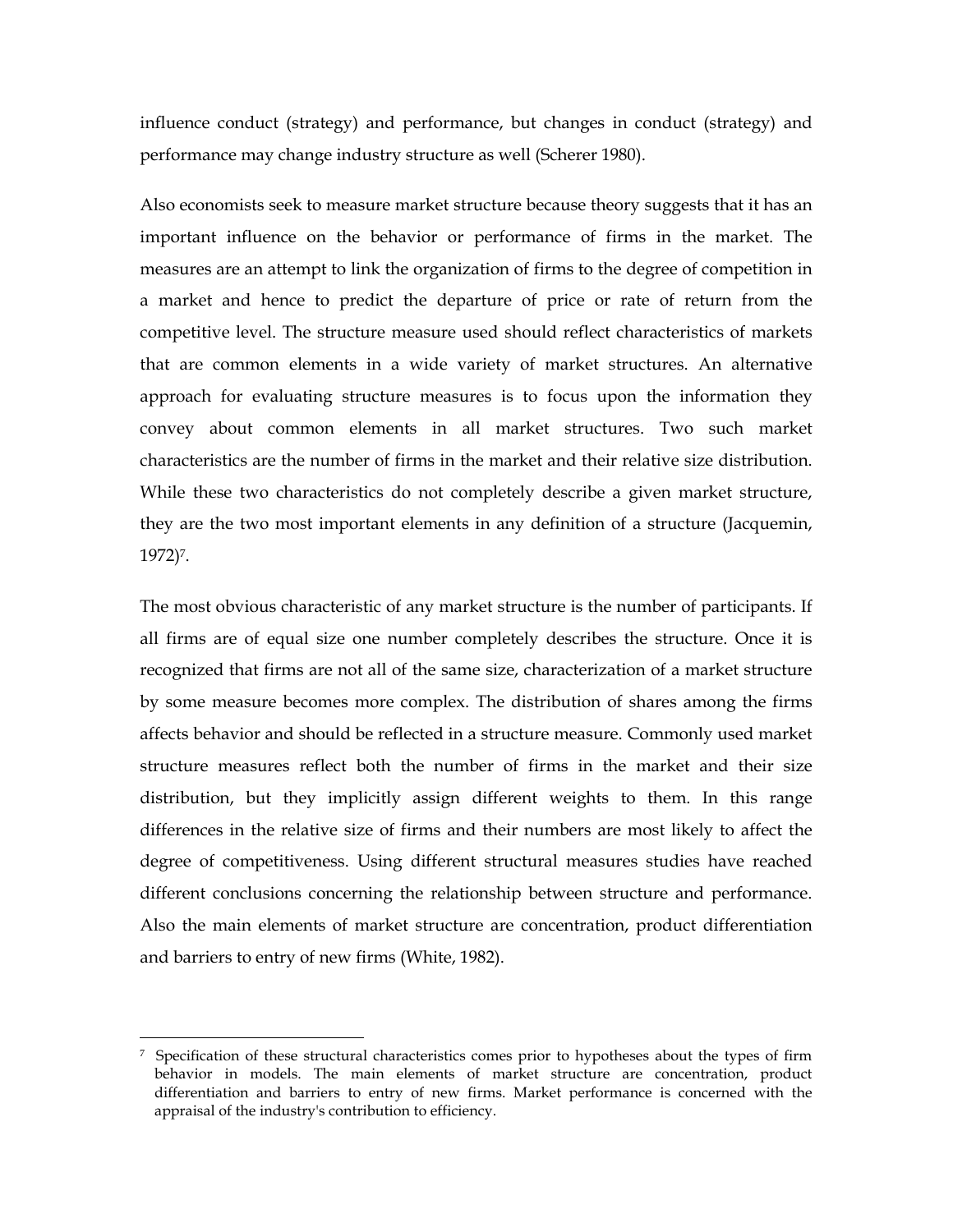influence conduct (strategy) and performance, but changes in conduct (strategy) and performance may change industry structure as well (Scherer 1980).

Also economists seek to measure market structure because theory suggests that it has an important influence on the behavior or performance of firms in the market. The measures are an attempt to link the organization of firms to the degree of competition in a market and hence to predict the departure of price or rate of return from the competitive level. The structure measure used should reflect characteristics of markets that are common elements in a wide variety of market structures. An alternative approach for evaluating structure measures is to focus upon the information they convey about common elements in all market structures. Two such market characteristics are the number of firms in the market and their relative size distribution. While these two characteristics do not completely describe a given market structure, they are the two most important elements in any definition of a structure (Jacquemin, 1972)[7].

The most obvious characteristic of any market structure is the number of participants. If all firms are of equal size one number completely describes the structure. Once it is recognized that firms are not all of the same size, characterization of a market structure by some measure becomes more complex. The distribution of shares among the firms affects behavior and should be reflected in a structure measure. Commonly used market structure measures reflect both the number of firms in the market and their size distribution, but they implicitly assign different weights to them. In this range differences in the relative size of firms and their numbers are most likely to affect the degree of competitiveness. Using different structural measures studies have reached different conclusions concerning the relationship between structure and performance. Also the main elements of market structure are concentration, product differentiation and barriers to entry of new firms (White, 1982).

---

[7] Specification of these structural characteristics comes prior to hypotheses about the types of firm behavior in models. The main elements of market structure are concentration, product differentiation and barriers to entry of new firms. Market performance is concerned with the appraisal of the industry's contribution to efficiency.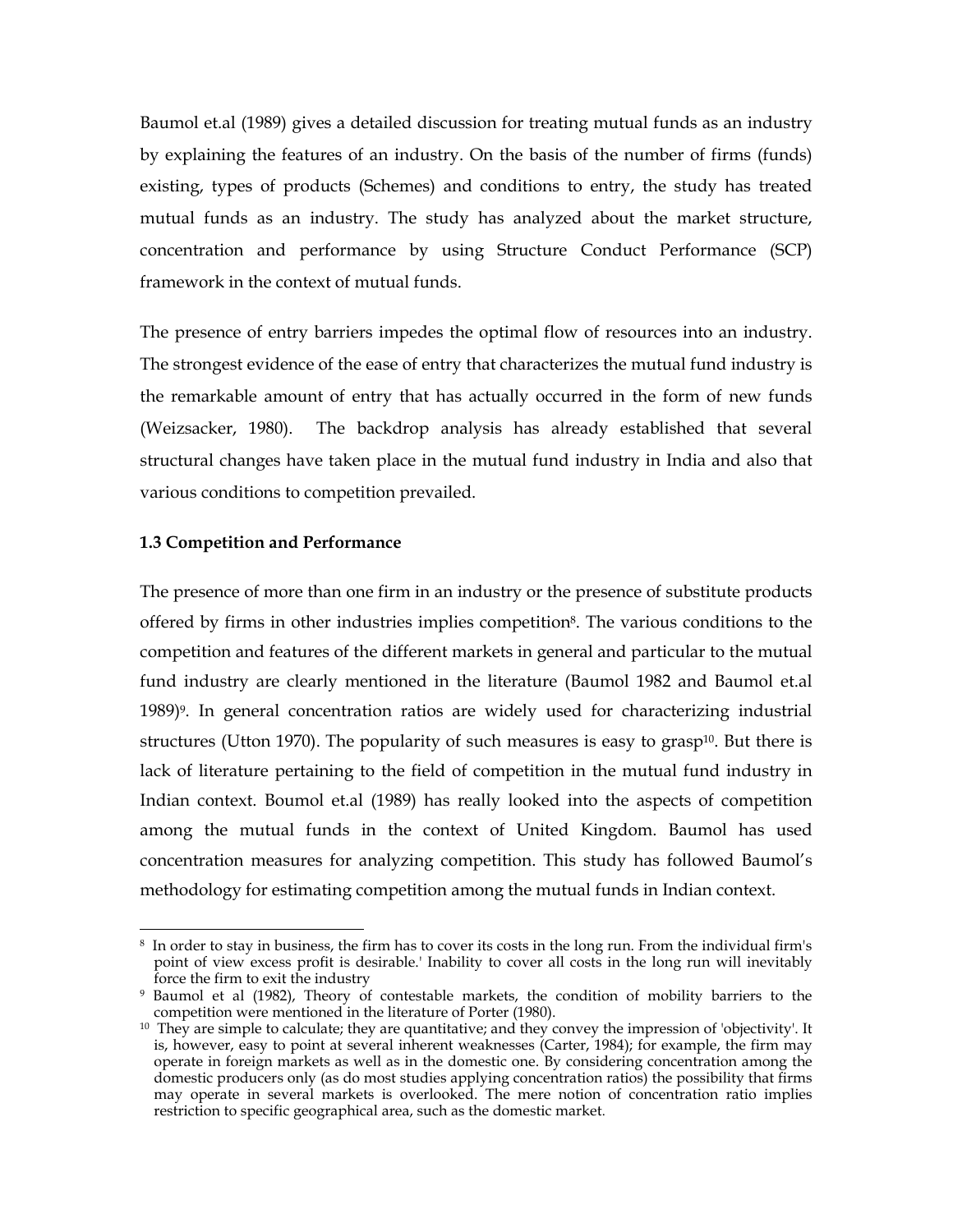Baumol et.al (1989) gives a detailed discussion for treating mutual funds as an industry by explaining the features of an industry. On the basis of the number of firms (funds) existing, types of products (Schemes) and conditions to entry, the study has treated mutual funds as an industry. The study has analyzed about the market structure, concentration and performance by using Structure Conduct Performance (SCP) framework in the context of mutual funds.

The presence of entry barriers impedes the optimal flow of resources into an industry. The strongest evidence of the ease of entry that characterizes the mutual fund industry is the remarkable amount of entry that has actually occurred in the form of new funds (Weizsacker, 1980). The backdrop analysis has already established that several structural changes have taken place in the mutual fund industry in India and also that various conditions to competition prevailed.

### 1.3 Competition and Performance

The presence of more than one firm in an industry or the presence of substitute products offered by firms in other industries implies competition[8]. The various conditions to the competition and features of the different markets in general and particular to the mutual fund industry are clearly mentioned in the literature (Baumol 1982 and Baumol et.al 1989)[9]. In general concentration ratios are widely used for characterizing industrial structures (Utton 1970). The popularity of such measures is easy to grasp[10]. But there is lack of literature pertaining to the field of competition in the mutual fund industry in Indian context. Boumol et.al (1989) has really looked into the aspects of competition among the mutual funds in the context of United Kingdom. Baumol has used concentration measures for analyzing competition. This study has followed Baumol's methodology for estimating competition among the mutual funds in Indian context.

---

[8] In order to stay in business, the firm has to cover its costs in the long run. From the individual firm's point of view excess profit is desirable.' Inability to cover all costs in the long run will inevitably force the firm to exit the industry

[9] Baumol et al (1982), Theory of contestable markets, the condition of mobility barriers to the competition were mentioned in the literature of Porter (1980).

[10] They are simple to calculate; they are quantitative; and they convey the impression of 'objectivity'. It is, however, easy to point at several inherent weaknesses (Carter, 1984); for example, the firm may operate in foreign markets as well as in the domestic one. By considering concentration among the domestic producers only (as do most studies applying concentration ratios) the possibility that firms may operate in several markets is overlooked. The mere notion of concentration ratio implies restriction to specific geographical area, such as the domestic market.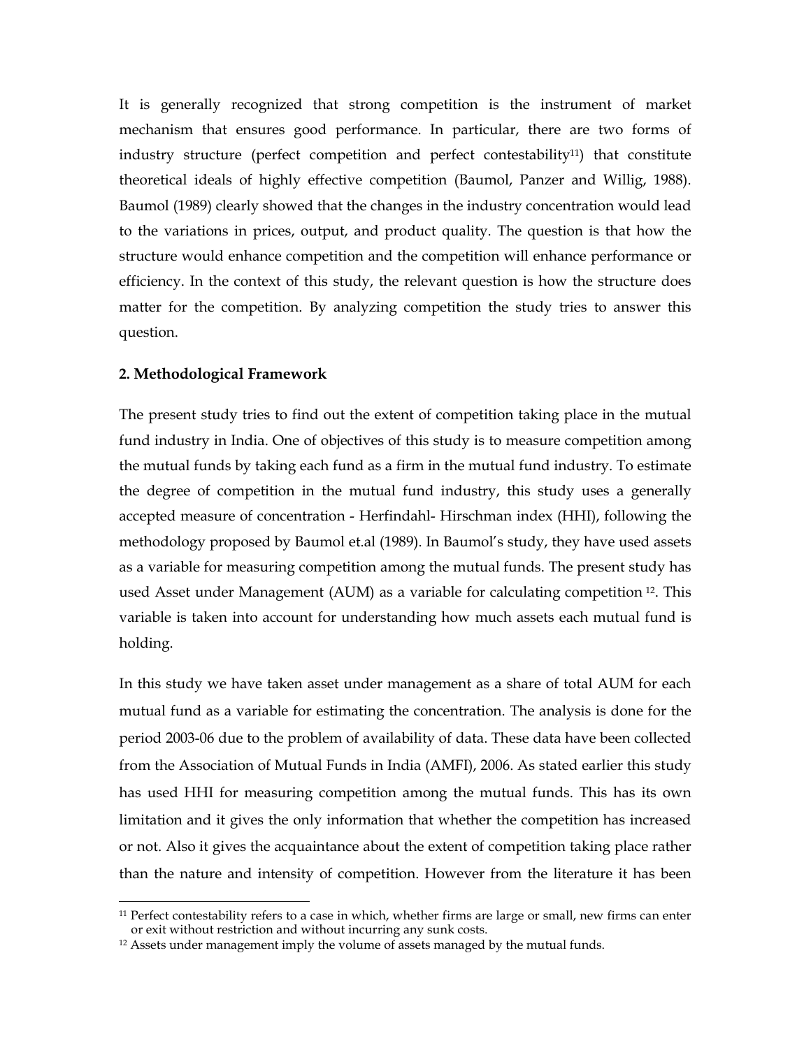It is generally recognized that strong competition is the instrument of market mechanism that ensures good performance. In particular, there are two forms of industry structure (perfect competition and perfect contestability[11]) that constitute theoretical ideals of highly effective competition (Baumol, Panzer and Willig, 1988). Baumol (1989) clearly showed that the changes in the industry concentration would lead to the variations in prices, output, and product quality. The question is that how the structure would enhance competition and the competition will enhance performance or efficiency. In the context of this study, the relevant question is how the structure does matter for the competition. By analyzing competition the study tries to answer this question.

## 2. Methodological Framework

The present study tries to find out the extent of competition taking place in the mutual fund industry in India. One of objectives of this study is to measure competition among the mutual funds by taking each fund as a firm in the mutual fund industry. To estimate the degree of competition in the mutual fund industry, this study uses a generally accepted measure of concentration - Herfindahl- Hirschman index (HHI), following the methodology proposed by Baumol et.al (1989). In Baumol's study, they have used assets as a variable for measuring competition among the mutual funds. The present study has used Asset under Management (AUM) as a variable for calculating competition [12]. This variable is taken into account for understanding how much assets each mutual fund is holding.

In this study we have taken asset under management as a share of total AUM for each mutual fund as a variable for estimating the concentration. The analysis is done for the period 2003-06 due to the problem of availability of data. These data have been collected from the Association of Mutual Funds in India (AMFI), 2006. As stated earlier this study has used HHI for measuring competition among the mutual funds. This has its own limitation and it gives the only information that whether the competition has increased or not. Also it gives the acquaintance about the extent of competition taking place rather than the nature and intensity of competition. However from the literature it has been

---

[11] Perfect contestability refers to a case in which, whether firms are large or small, new firms can enter or exit without restriction and without incurring any sunk costs.

[12] Assets under management imply the volume of assets managed by the mutual funds.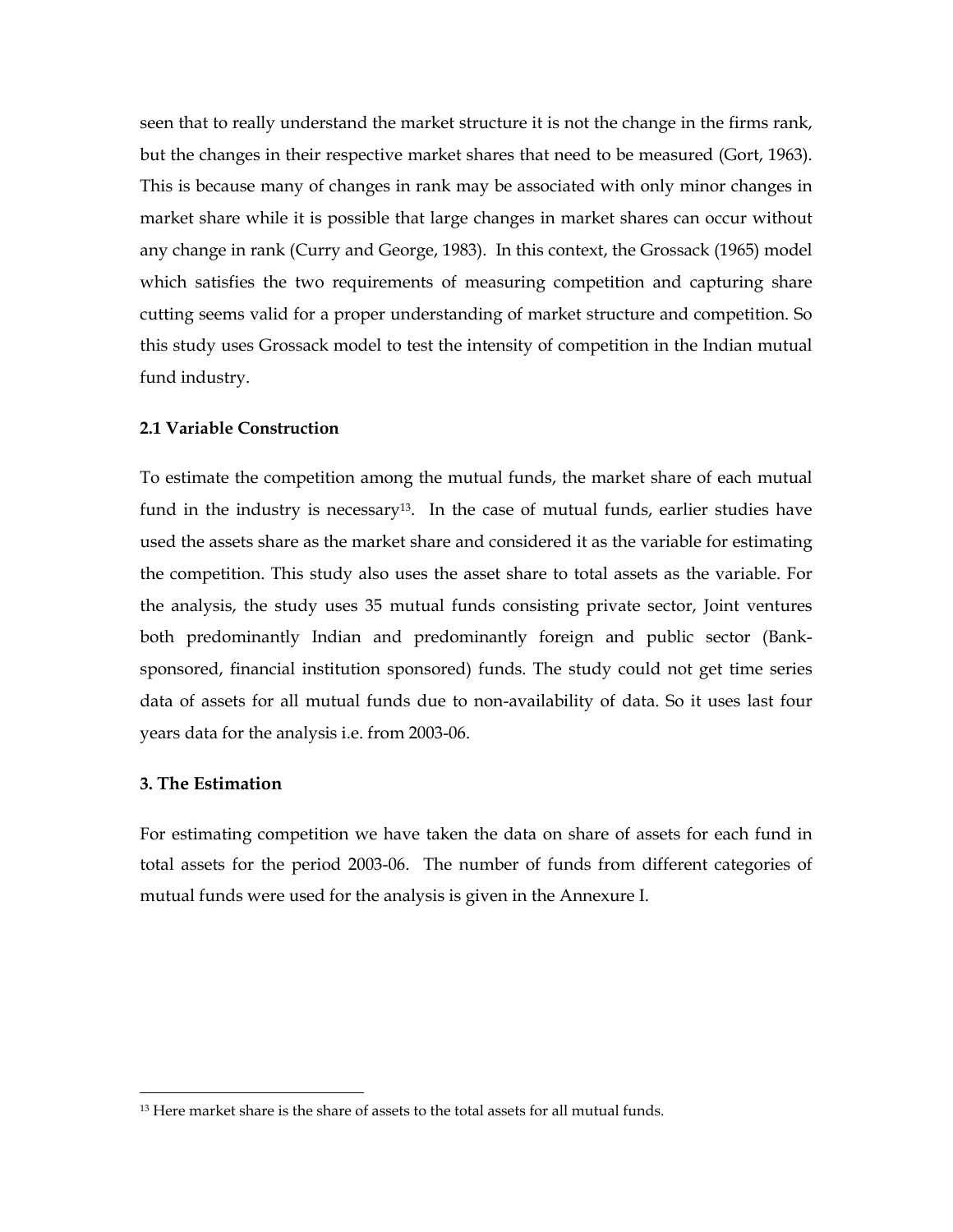seen that to really understand the market structure it is not the change in the firms rank, but the changes in their respective market shares that need to be measured (Gort, 1963). This is because many of changes in rank may be associated with only minor changes in market share while it is possible that large changes in market shares can occur without any change in rank (Curry and George, 1983). In this context, the Grossack (1965) model which satisfies the two requirements of measuring competition and capturing share cutting seems valid for a proper understanding of market structure and competition. So this study uses Grossack model to test the intensity of competition in the Indian mutual fund industry.

### 2.1 Variable Construction

To estimate the competition among the mutual funds, the market share of each mutual fund in the industry is necessary[13]. In the case of mutual funds, earlier studies have used the assets share as the market share and considered it as the variable for estimating the competition. This study also uses the asset share to total assets as the variable. For the analysis, the study uses 35 mutual funds consisting private sector, Joint ventures both predominantly Indian and predominantly foreign and public sector (Bank-sponsored, financial institution sponsored) funds. The study could not get time series data of assets for all mutual funds due to non-availability of data. So it uses last four years data for the analysis i.e. from 2003-06.

## 3. The Estimation

For estimating competition we have taken the data on share of assets for each fund in total assets for the period 2003-06. The number of funds from different categories of mutual funds were used for the analysis is given in the Annexure I.

---

[13] Here market share is the share of assets to the total assets for all mutual funds.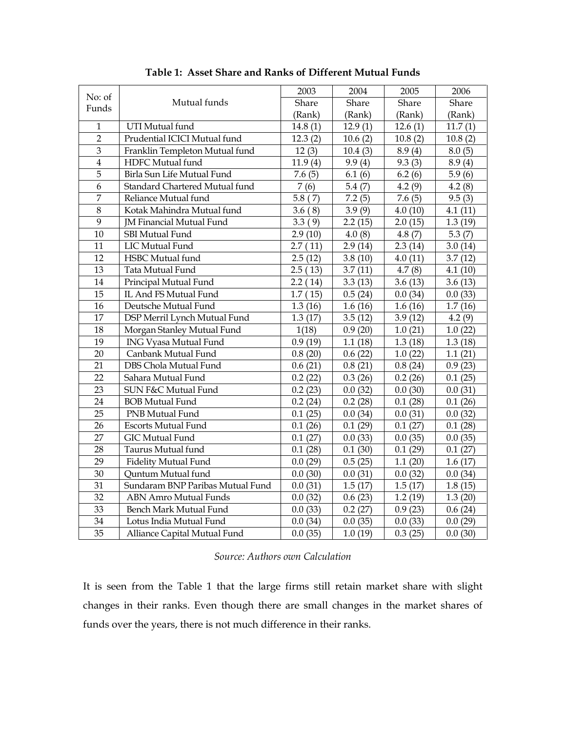**Table 1: Asset Share and Ranks of Different Mutual Funds**

| No: of Funds | Mutual funds | 2003 Share (Rank) | 2004 Share (Rank) | 2005 Share (Rank) | 2006 Share (Rank) |
|---|---|---|---|---|---|
| 1 | UTI Mutual fund | 14.8 (1) | 12.9 (1) | 12.6 (1) | 11.7 (1) |
| 2 | Prudential ICICI Mutual fund | 12.3 (2) | 10.6 (2) | 10.8 (2) | 10.8 (2) |
| 3 | Franklin Templeton Mutual fund | 12 (3) | 10.4 (3) | 8.9 (4) | 8.0 (5) |
| 4 | HDFC Mutual fund | 11.9 (4) | 9.9 (4) | 9.3 (3) | 8.9 (4) |
| 5 | Birla Sun Life Mutual Fund | 7.6 (5) | 6.1 (6) | 6.2 (6) | 5.9 (6) |
| 6 | Standard Chartered Mutual fund | 7 (6) | 5.4 (7) | 4.2 (9) | 4.2 (8) |
| 7 | Reliance Mutual fund | 5.8 ( 7) | 7.2 (5) | 7.6 (5) | 9.5 (3) |
| 8 | Kotak Mahindra Mutual fund | 3.6 ( 8) | 3.9 (9) | 4.0 (10) | 4.1 (11) |
| 9 | JM Financial Mutual Fund | 3.3 ( 9) | 2.2 (15) | 2.0 (15) | 1.3 (19) |
| 10 | SBI Mutual Fund | 2.9 (10) | 4.0 (8) | 4.8 (7) | 5.3 (7) |
| 11 | LIC Mutual Fund | 2.7 ( 11) | 2.9 (14) | 2.3 (14) | 3.0 (14) |
| 12 | HSBC Mutual fund | 2.5 (12) | 3.8 (10) | 4.0 (11) | 3.7 (12) |
| 13 | Tata Mutual Fund | 2.5 ( 13) | 3.7 (11) | 4.7 (8) | 4.1 (10) |
| 14 | Principal Mutual Fund | 2.2 ( 14) | 3.3 (13) | 3.6 (13) | 3.6 (13) |
| 15 | IL And FS Mutual Fund | 1.7 ( 15) | 0.5 (24) | 0.0 (34) | 0.0 (33) |
| 16 | Deutsche Mutual Fund | 1.3 (16) | 1.6 (16) | 1.6 (16) | 1.7 (16) |
| 17 | DSP Merril Lynch Mutual Fund | 1.3 (17) | 3.5 (12) | 3.9 (12) | 4.2 (9) |
| 18 | Morgan Stanley Mutual Fund | 1(18) | 0.9 (20) | 1.0 (21) | 1.0 (22) |
| 19 | ING Vyasa Mutual Fund | 0.9 (19) | 1.1 (18) | 1.3 (18) | 1.3 (18) |
| 20 | Canbank Mutual Fund | 0.8 (20) | 0.6 (22) | 1.0 (22) | 1.1 (21) |
| 21 | DBS Chola Mutual Fund | 0.6 (21) | 0.8 (21) | 0.8 (24) | 0.9 (23) |
| 22 | Sahara Mutual Fund | 0.2 (22) | 0.3 (26) | 0.2 (26) | 0.1 (25) |
| 23 | SUN F&C Mutual Fund | 0.2 (23) | 0.0 (32) | 0.0 (30) | 0.0 (31) |
| 24 | BOB Mutual Fund | 0.2 (24) | 0.2 (28) | 0.1 (28) | 0.1 (26) |
| 25 | PNB Mutual Fund | 0.1 (25) | 0.0 (34) | 0.0 (31) | 0.0 (32) |
| 26 | Escorts Mutual Fund | 0.1 (26) | 0.1 (29) | 0.1 (27) | 0.1 (28) |
| 27 | GIC Mutual Fund | 0.1 (27) | 0.0 (33) | 0.0 (35) | 0.0 (35) |
| 28 | Taurus Mutual fund | 0.1 (28) | 0.1 (30) | 0.1 (29) | 0.1 (27) |
| 29 | Fidelity Mutual Fund | 0.0 (29) | 0.5 (25) | 1.1 (20) | 1.6 (17) |
| 30 | Quntum Mutual fund | 0.0 (30) | 0.0 (31) | 0.0 (32) | 0.0 (34) |
| 31 | Sundaram BNP Paribas Mutual Fund | 0.0 (31) | 1.5 (17) | 1.5 (17) | 1.8 (15) |
| 32 | ABN Amro Mutual Funds | 0.0 (32) | 0.6 (23) | 1.2 (19) | 1.3 (20) |
| 33 | Bench Mark Mutual Fund | 0.0 (33) | 0.2 (27) | 0.9 (23) | 0.6 (24) |
| 34 | Lotus India Mutual Fund | 0.0 (34) | 0.0 (35) | 0.0 (33) | 0.0 (29) |
| 35 | Alliance Capital Mutual Fund | 0.0 (35) | 1.0 (19) | 0.3 (25) | 0.0 (30) |

*Source: Authors own Calculation*

It is seen from the Table 1 that the large firms still retain market share with slight changes in their ranks. Even though there are small changes in the market shares of funds over the years, there is not much difference in their ranks.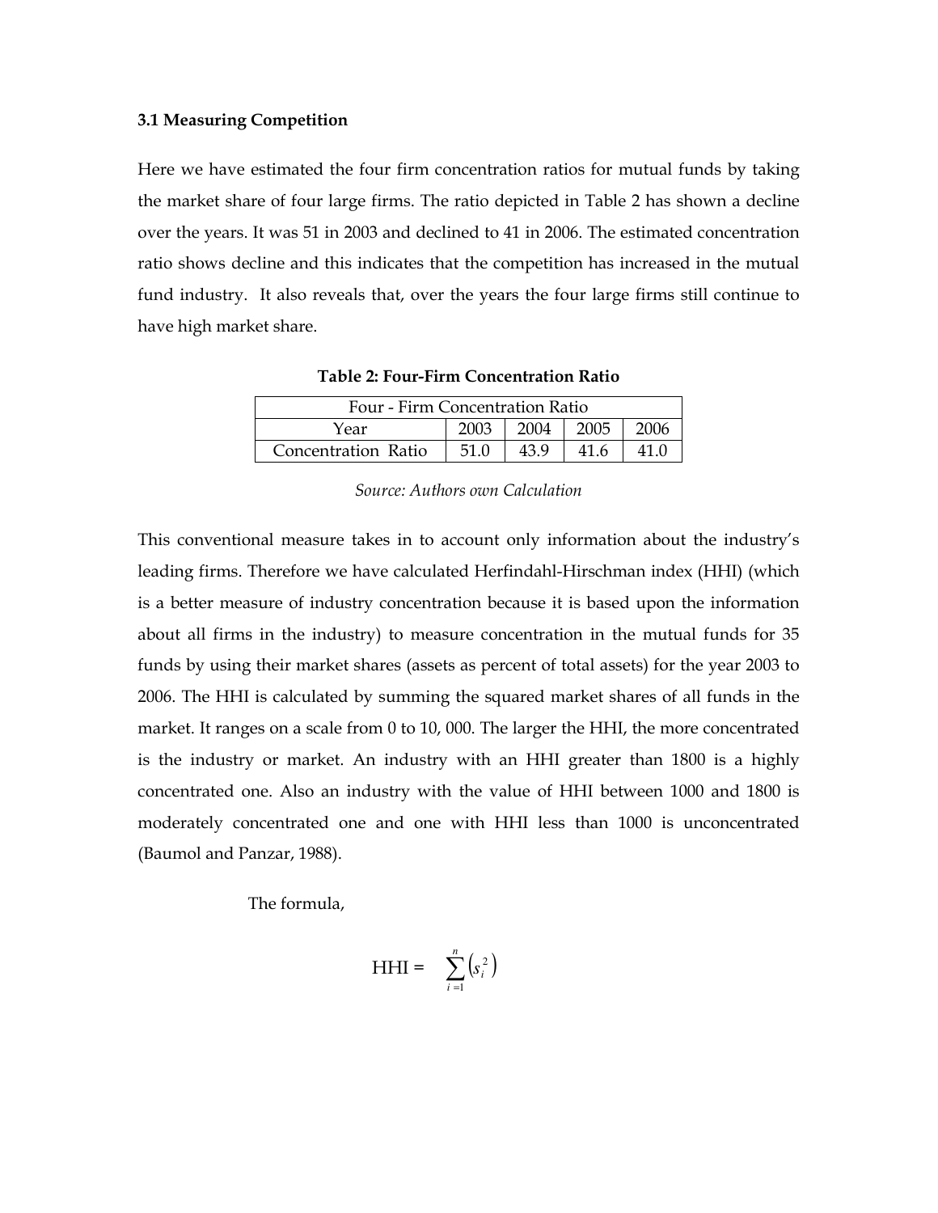### 3.1 Measuring Competition

Here we have estimated the four firm concentration ratios for mutual funds by taking the market share of four large firms. The ratio depicted in Table 2 has shown a decline over the years. It was 51 in 2003 and declined to 41 in 2006. The estimated concentration ratio shows decline and this indicates that the competition has increased in the mutual fund industry. It also reveals that, over the years the four large firms still continue to have high market share.

**Table 2: Four-Firm Concentration Ratio**

| Four - Firm Concentration Ratio | | | | |
|---|---|---|---|---|
| Year | 2003 | 2004 | 2005 | 2006 |
| Concentration Ratio | 51.0 | 43.9 | 41.6 | 41.0 |

*Source: Authors own Calculation*

This conventional measure takes in to account only information about the industry's leading firms. Therefore we have calculated Herfindahl-Hirschman index (HHI) (which is a better measure of industry concentration because it is based upon the information about all firms in the industry) to measure concentration in the mutual funds for 35 funds by using their market shares (assets as percent of total assets) for the year 2003 to 2006. The HHI is calculated by summing the squared market shares of all funds in the market. It ranges on a scale from 0 to 10, 000. The larger the HHI, the more concentrated is the industry or market. An industry with an HHI greater than 1800 is a highly concentrated one. Also an industry with the value of HHI between 1000 and 1800 is moderately concentrated one and one with HHI less than 1000 is unconcentrated (Baumol and Panzar, 1988).

The formula,

$$\text{HHI} = \sum_{i=1}^{n} \left( s_i^2 \right)$$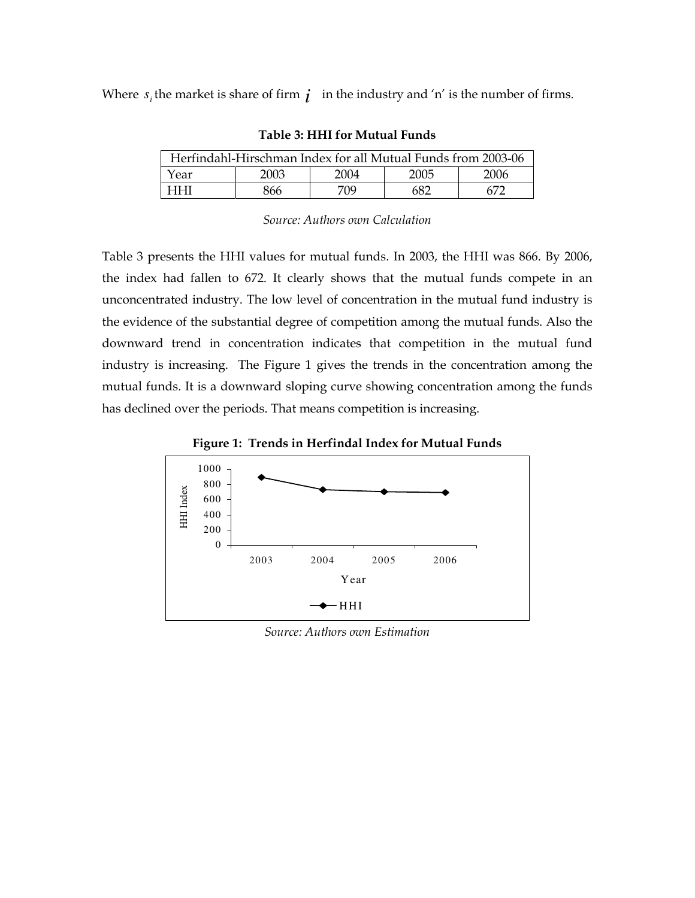Where $s_i$ the market is share of firm $i$ in the industry and 'n' is the number of firms.

**Table 3: HHI for Mutual Funds**

| Herfindahl-Hirschman Index for all Mutual Funds from 2003-06 | | | | |
|---|---|---|---|---|
| Year | 2003 | 2004 | 2005 | 2006 |
| HHI | 866 | 709 | 682 | 672 |

*Source: Authors own Calculation*

Table 3 presents the HHI values for mutual funds. In 2003, the HHI was 866. By 2006, the index had fallen to 672. It clearly shows that the mutual funds compete in an unconcentrated industry. The low level of concentration in the mutual fund industry is the evidence of the substantial degree of competition among the mutual funds. Also the downward trend in concentration indicates that competition in the mutual fund industry is increasing. The Figure 1 gives the trends in the concentration among the mutual funds. It is a downward sloping curve showing concentration among the funds has declined over the periods. That means competition is increasing.

**Figure 1: Trends in Herfindal Index for Mutual Funds**

*Source: Authors own Estimation*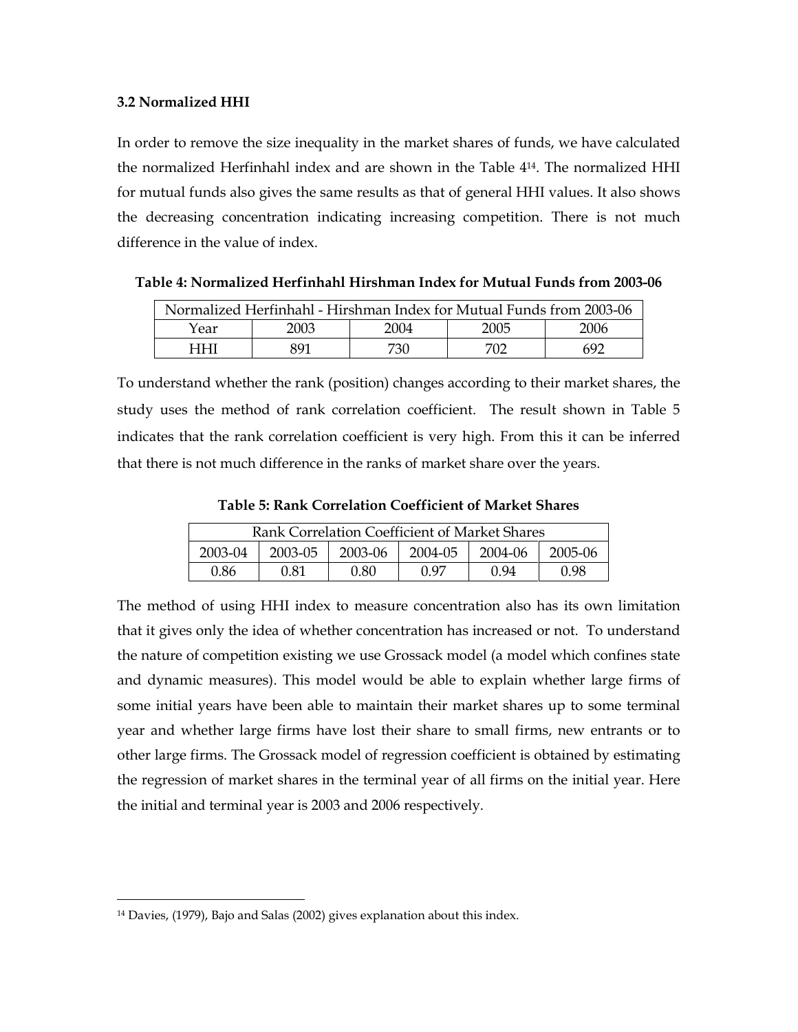### 3.2 Normalized HHI

In order to remove the size inequality in the market shares of funds, we have calculated the normalized Herfinhahl index and are shown in the Table 4[14]. The normalized HHI for mutual funds also gives the same results as that of general HHI values. It also shows the decreasing concentration indicating increasing competition. There is not much difference in the value of index.

**Table 4: Normalized Herfinhahl Hirshman Index for Mutual Funds from 2003-06**

| Normalized Herfinhahl - Hirshman Index for Mutual Funds from 2003-06 | | | | |
|---|---|---|---|---|
| Year | 2003 | 2004 | 2005 | 2006 |
| HHI | 891 | 730 | 702 | 692 |

To understand whether the rank (position) changes according to their market shares, the study uses the method of rank correlation coefficient. The result shown in Table 5 indicates that the rank correlation coefficient is very high. From this it can be inferred that there is not much difference in the ranks of market share over the years.

**Table 5: Rank Correlation Coefficient of Market Shares**

| Rank Correlation Coefficient of Market Shares | | | | | |
|---|---|---|---|---|---|
| 2003-04 | 2003-05 | 2003-06 | 2004-05 | 2004-06 | 2005-06 |
| 0.86 | 0.81 | 0.80 | 0.97 | 0.94 | 0.98 |

The method of using HHI index to measure concentration also has its own limitation that it gives only the idea of whether concentration has increased or not. To understand the nature of competition existing we use Grossack model (a model which confines state and dynamic measures). This model would be able to explain whether large firms of some initial years have been able to maintain their market shares up to some terminal year and whether large firms have lost their share to small firms, new entrants or to other large firms. The Grossack model of regression coefficient is obtained by estimating the regression of market shares in the terminal year of all firms on the initial year. Here the initial and terminal year is 2003 and 2006 respectively.

[14] Davies, (1979), Bajo and Salas (2002) gives explanation about this index.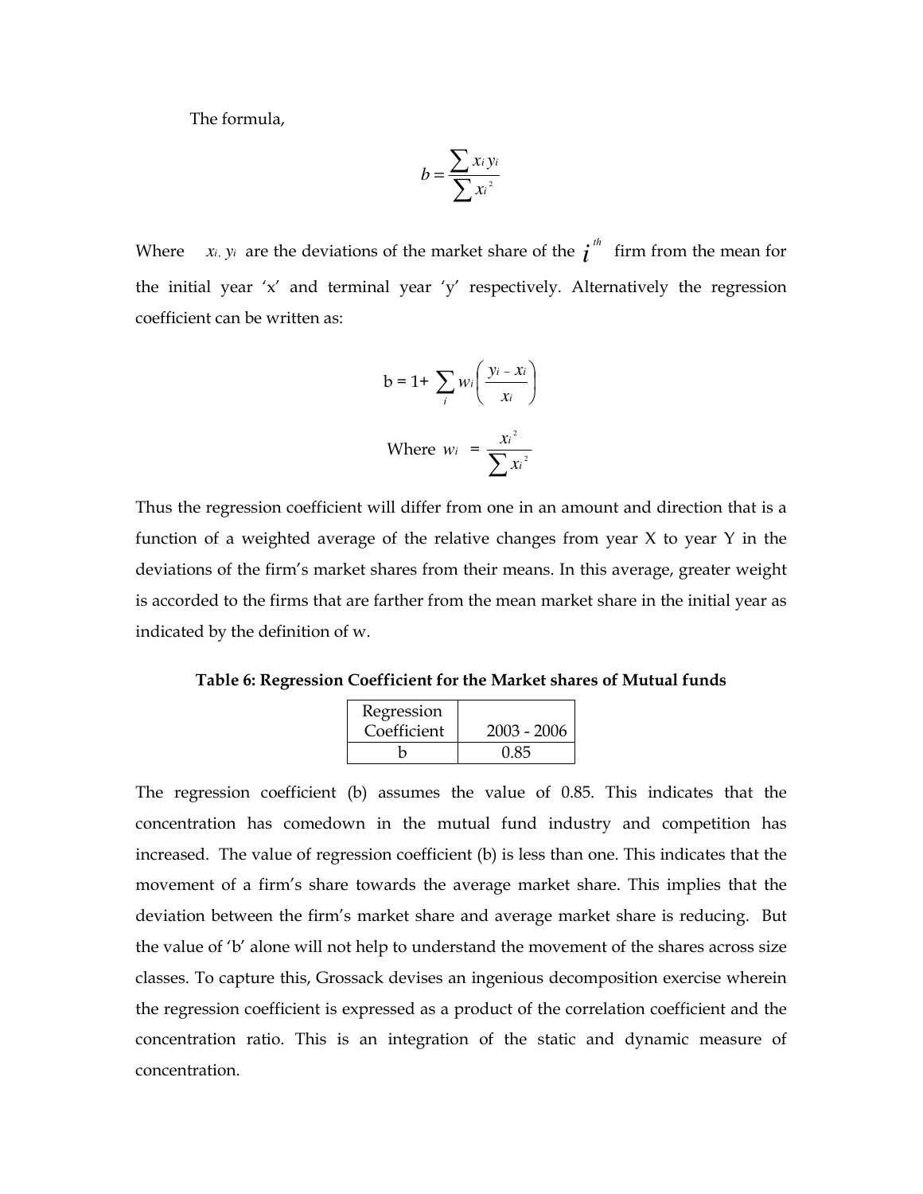The formula,

$$b = \frac{\sum x_i y_i}{\sum x_i^2}$$

Where $x_i, y_i$ are the deviations of the market share of the $i^{th}$ firm from the mean for the initial year 'x' and terminal year 'y' respectively. Alternatively the regression coefficient can be written as:

$$b = 1 + \sum_i w_i \left( \frac{y_i - x_i}{x_i} \right)$$

$$\text{Where } w_i = \frac{x_i^2}{\sum x_i^2}$$

Thus the regression coefficient will differ from one in an amount and direction that is a function of a weighted average of the relative changes from year X to year Y in the deviations of the firm's market shares from their means. In this average, greater weight is accorded to the firms that are farther from the mean market share in the initial year as indicated by the definition of w.

**Table 6: Regression Coefficient for the Market shares of Mutual funds**

| Regression Coefficient | 2003 - 2006 |
| --- | --- |
| b | 0.85 |

The regression coefficient (b) assumes the value of 0.85. This indicates that the concentration has comedown in the mutual fund industry and competition has increased. The value of regression coefficient (b) is less than one. This indicates that the movement of a firm's share towards the average market share. This implies that the deviation between the firm's market share and average market share is reducing. But the value of 'b' alone will not help to understand the movement of the shares across size classes. To capture this, Grossack devises an ingenious decomposition exercise wherein the regression coefficient is expressed as a product of the correlation coefficient and the concentration ratio. This is an integration of the static and dynamic measure of concentration.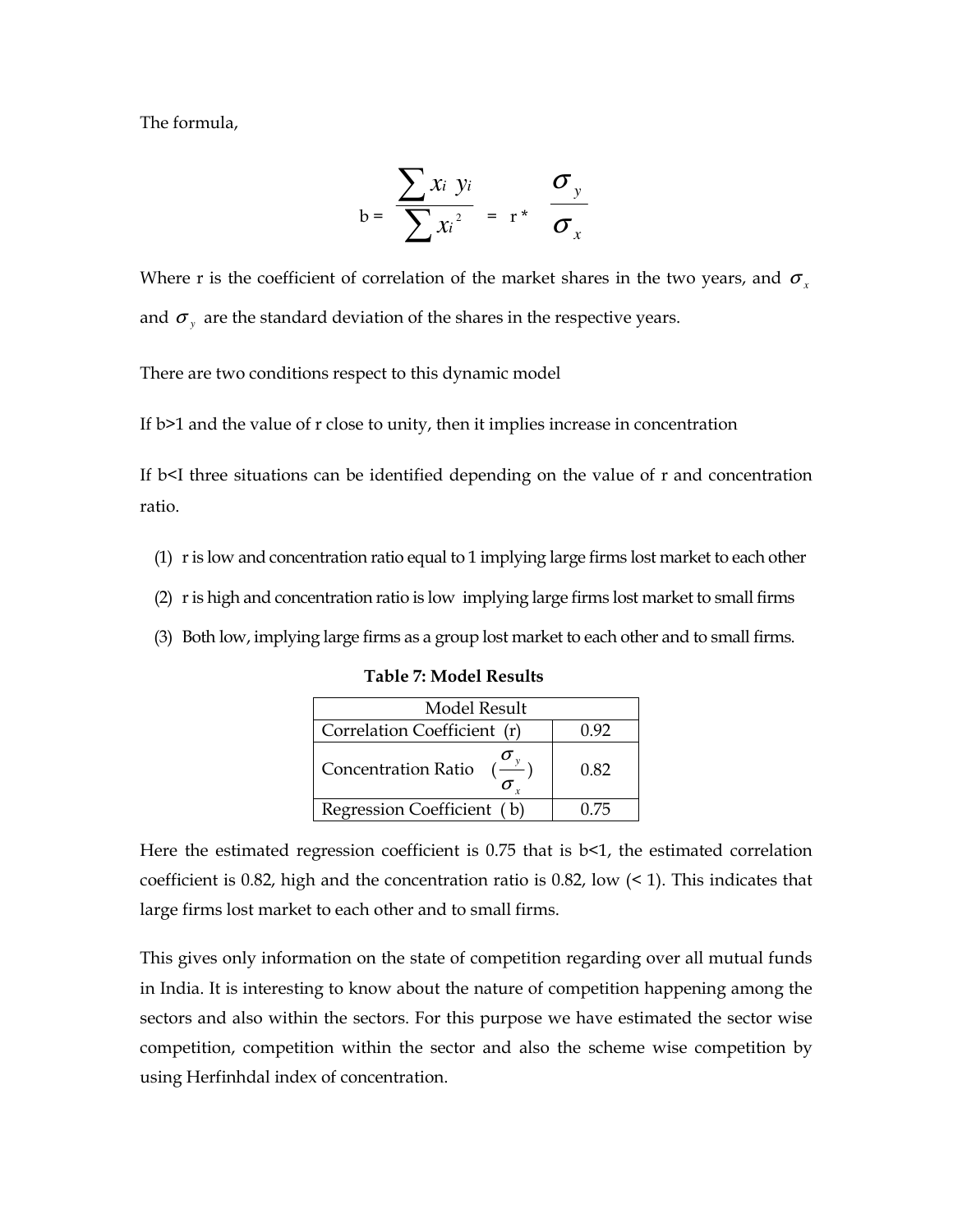The formula,

$$b = \frac{\sum x_i \ y_i}{\sum x_i^{\ 2}} = r * \frac{\sigma_y}{\sigma_x}$$

Where r is the coefficient of correlation of the market shares in the two years, and $\sigma_x$ and $\sigma_y$ are the standard deviation of the shares in the respective years.

There are two conditions respect to this dynamic model

If b>1 and the value of r close to unity, then it implies increase in concentration

If b<I three situations can be identified depending on the value of r and concentration ratio.

1. r is low and concentration ratio equal to 1 implying large firms lost market to each other
2. r is high and concentration ratio is low implying large firms lost market to small firms
3. Both low, implying large firms as a group lost market to each other and to small firms.

**Table 7: Model Results**

| Model Result | |
|---|---|
| Correlation Coefficient (r) | 0.92 |
| Concentration Ratio $(\frac{\sigma_y}{\sigma_x})$ | 0.82 |
| Regression Coefficient ( b) | 0.75 |

Here the estimated regression coefficient is 0.75 that is b<1, the estimated correlation coefficient is 0.82, high and the concentration ratio is 0.82, low (< 1). This indicates that large firms lost market to each other and to small firms.

This gives only information on the state of competition regarding over all mutual funds in India. It is interesting to know about the nature of competition happening among the sectors and also within the sectors. For this purpose we have estimated the sector wise competition, competition within the sector and also the scheme wise competition by using Herfinhdal index of concentration.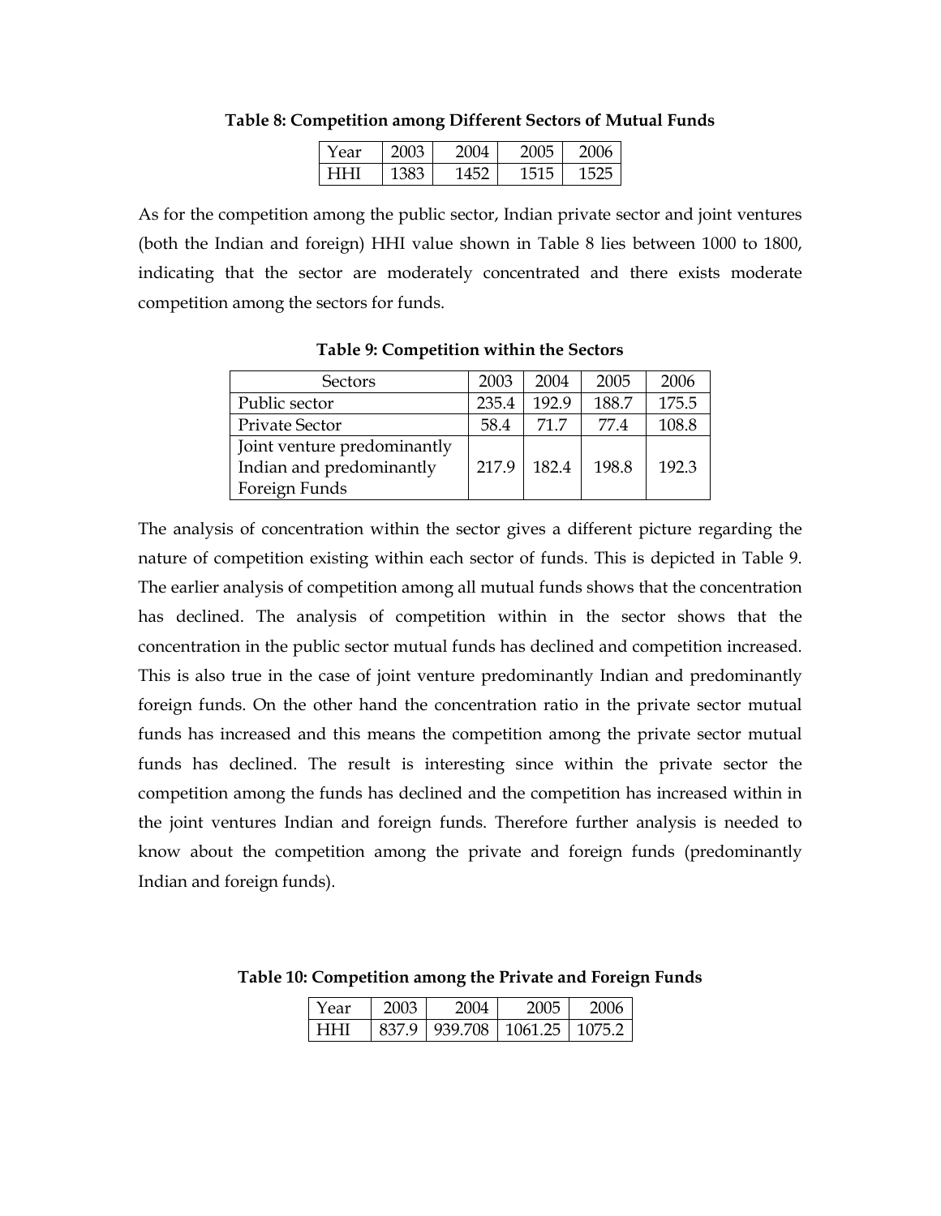**Table 8: Competition among Different Sectors of Mutual Funds**

| Year | 2003 | 2004 | 2005 | 2006 |
|---|---|---|---|---|
| HHI | 1383 | 1452 | 1515 | 1525 |

As for the competition among the public sector, Indian private sector and joint ventures (both the Indian and foreign) HHI value shown in Table 8 lies between 1000 to 1800, indicating that the sector are moderately concentrated and there exists moderate competition among the sectors for funds.

**Table 9: Competition within the Sectors**

| Sectors | 2003 | 2004 | 2005 | 2006 |
|---|---|---|---|---|
| Public sector | 235.4 | 192.9 | 188.7 | 175.5 |
| Private Sector | 58.4 | 71.7 | 77.4 | 108.8 |
| Joint venture predominantly Indian and predominantly Foreign Funds | 217.9 | 182.4 | 198.8 | 192.3 |

The analysis of concentration within the sector gives a different picture regarding the nature of competition existing within each sector of funds. This is depicted in Table 9. The earlier analysis of competition among all mutual funds shows that the concentration has declined. The analysis of competition within in the sector shows that the concentration in the public sector mutual funds has declined and competition increased. This is also true in the case of joint venture predominantly Indian and predominantly foreign funds. On the other hand the concentration ratio in the private sector mutual funds has increased and this means the competition among the private sector mutual funds has declined. The result is interesting since within the private sector the competition among the funds has declined and the competition has increased within in the joint ventures Indian and foreign funds. Therefore further analysis is needed to know about the competition among the private and foreign funds (predominantly Indian and foreign funds).

**Table 10: Competition among the Private and Foreign Funds**

| Year | 2003 | 2004 | 2005 | 2006 |
|---|---|---|---|---|
| HHI | 837.9 | 939.708 | 1061.25 | 1075.2 |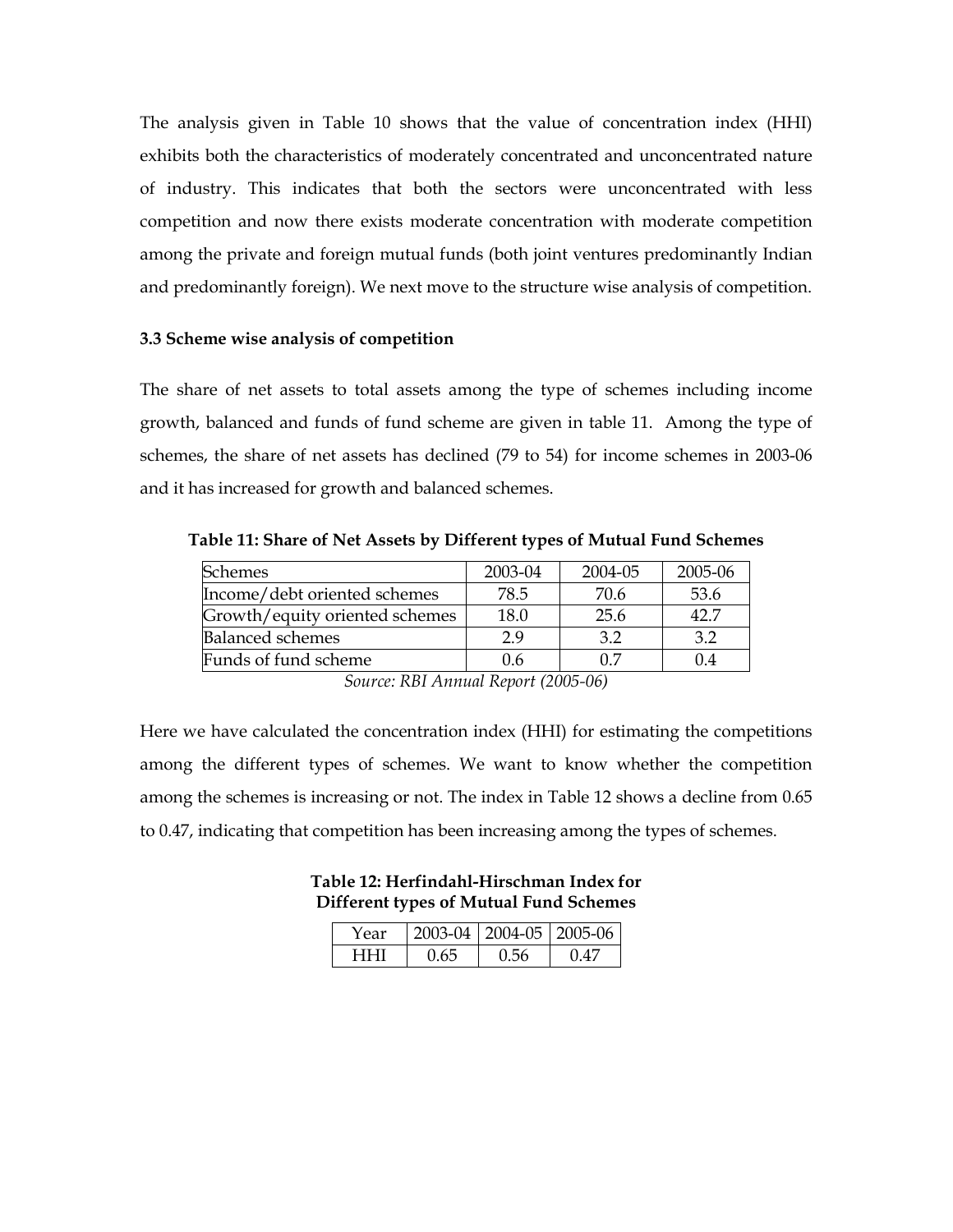The analysis given in Table 10 shows that the value of concentration index (HHI) exhibits both the characteristics of moderately concentrated and unconcentrated nature of industry. This indicates that both the sectors were unconcentrated with less competition and now there exists moderate concentration with moderate competition among the private and foreign mutual funds (both joint ventures predominantly Indian and predominantly foreign). We next move to the structure wise analysis of competition.

### 3.3 Scheme wise analysis of competition

The share of net assets to total assets among the type of schemes including income growth, balanced and funds of fund scheme are given in table 11. Among the type of schemes, the share of net assets has declined (79 to 54) for income schemes in 2003-06 and it has increased for growth and balanced schemes.

**Table 11: Share of Net Assets by Different types of Mutual Fund Schemes**

| Schemes | 2003-04 | 2004-05 | 2005-06 |
|---|---|---|---|
| Income/debt oriented schemes | 78.5 | 70.6 | 53.6 |
| Growth/equity oriented schemes | 18.0 | 25.6 | 42.7 |
| Balanced schemes | 2.9 | 3.2 | 3.2 |
| Funds of fund scheme | 0.6 | 0.7 | 0.4 |

*Source: RBI Annual Report (2005-06)*

Here we have calculated the concentration index (HHI) for estimating the competitions among the different types of schemes. We want to know whether the competition among the schemes is increasing or not. The index in Table 12 shows a decline from 0.65 to 0.47, indicating that competition has been increasing among the types of schemes.

**Table 12: Herfindahl-Hirschman Index for Different types of Mutual Fund Schemes**

| Year | 2003-04 | 2004-05 | 2005-06 |
|---|---|---|---|
| HHI | 0.65 | 0.56 | 0.47 |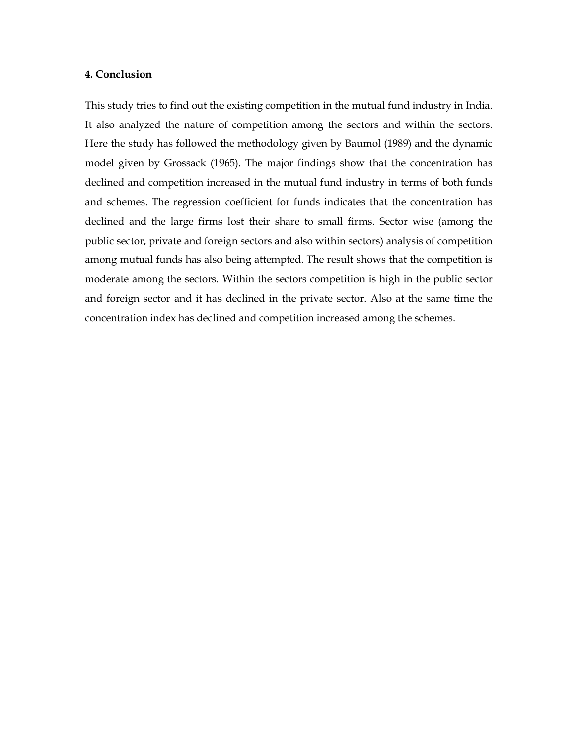## 4. Conclusion

This study tries to find out the existing competition in the mutual fund industry in India. It also analyzed the nature of competition among the sectors and within the sectors. Here the study has followed the methodology given by Baumol (1989) and the dynamic model given by Grossack (1965). The major findings show that the concentration has declined and competition increased in the mutual fund industry in terms of both funds and schemes. The regression coefficient for funds indicates that the concentration has declined and the large firms lost their share to small firms. Sector wise (among the public sector, private and foreign sectors and also within sectors) analysis of competition among mutual funds has also being attempted. The result shows that the competition is moderate among the sectors. Within the sectors competition is high in the public sector and foreign sector and it has declined in the private sector. Also at the same time the concentration index has declined and competition increased among the schemes.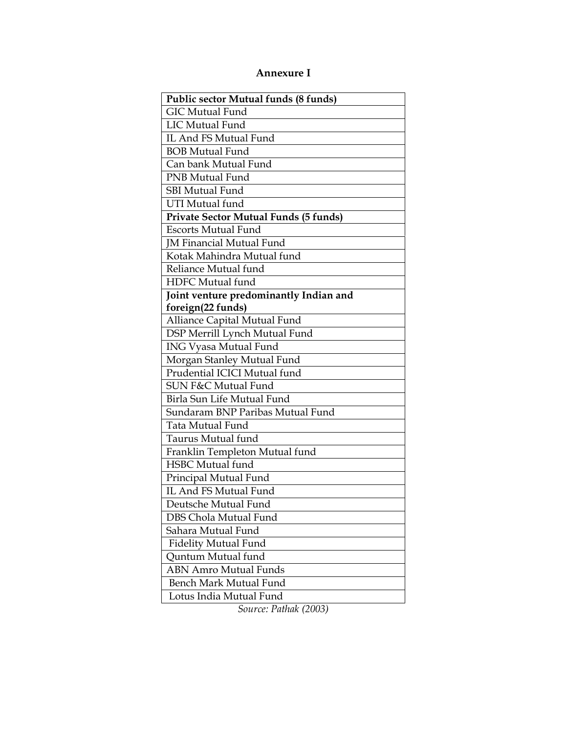# Annexure I

| **Public sector Mutual funds (8 funds)** |
|---|
| GIC Mutual Fund |
| LIC Mutual Fund |
| IL And FS Mutual Fund |
| BOB Mutual Fund |
| Can bank Mutual Fund |
| PNB Mutual Fund |
| SBI Mutual Fund |
| UTI Mutual fund |
| **Private Sector Mutual Funds (5 funds)** |
| Escorts Mutual Fund |
| JM Financial Mutual Fund |
| Kotak Mahindra Mutual fund |
| Reliance Mutual fund |
| HDFC Mutual fund |
| **Joint venture predominantly Indian and foreign(22 funds)** |
| Alliance Capital Mutual Fund |
| DSP Merrill Lynch Mutual Fund |
| ING Vyasa Mutual Fund |
| Morgan Stanley Mutual Fund |
| Prudential ICICI Mutual fund |
| SUN F&C Mutual Fund |
| Birla Sun Life Mutual Fund |
| Sundaram BNP Paribas Mutual Fund |
| Tata Mutual Fund |
| Taurus Mutual fund |
| Franklin Templeton Mutual fund |
| HSBC Mutual fund |
| Principal Mutual Fund |
| IL And FS Mutual Fund |
| Deutsche Mutual Fund |
| DBS Chola Mutual Fund |
| Sahara Mutual Fund |
| Fidelity Mutual Fund |
| Quntum Mutual fund |
| ABN Amro Mutual Funds |
| Bench Mark Mutual Fund |
| Lotus India Mutual Fund |

*Source: Pathak (2003)*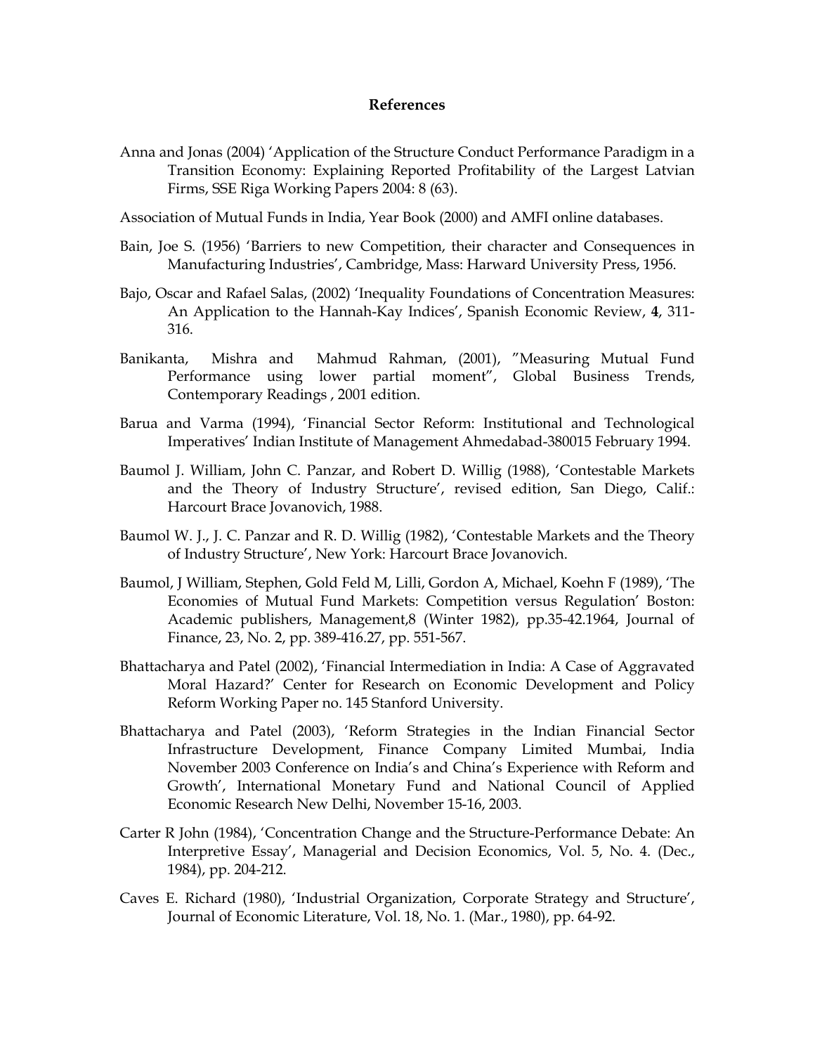# References

Anna and Jonas (2004) 'Application of the Structure Conduct Performance Paradigm in a Transition Economy: Explaining Reported Profitability of the Largest Latvian Firms, SSE Riga Working Papers 2004: 8 (63).

Association of Mutual Funds in India, Year Book (2000) and AMFI online databases.

Bain, Joe S. (1956) 'Barriers to new Competition, their character and Consequences in Manufacturing Industries', Cambridge, Mass: Harward University Press, 1956.

Bajo, Oscar and Rafael Salas, (2002) 'Inequality Foundations of Concentration Measures: An Application to the Hannah-Kay Indices', Spanish Economic Review, **4**, 311-316.

Banikanta, Mishra and Mahmud Rahman, (2001), "Measuring Mutual Fund Performance using lower partial moment", Global Business Trends, Contemporary Readings , 2001 edition.

Barua and Varma (1994), 'Financial Sector Reform: Institutional and Technological Imperatives' Indian Institute of Management Ahmedabad-380015 February 1994.

Baumol J. William, John C. Panzar, and Robert D. Willig (1988), 'Contestable Markets and the Theory of Industry Structure', revised edition, San Diego, Calif.: Harcourt Brace Jovanovich, 1988.

Baumol W. J., J. C. Panzar and R. D. Willig (1982), 'Contestable Markets and the Theory of Industry Structure', New York: Harcourt Brace Jovanovich.

Baumol, J William, Stephen, Gold Feld M, Lilli, Gordon A, Michael, Koehn F (1989), 'The Economies of Mutual Fund Markets: Competition versus Regulation' Boston: Academic publishers, Management,8 (Winter 1982), pp.35-42.1964, Journal of Finance, 23, No. 2, pp. 389-416.27, pp. 551-567.

Bhattacharya and Patel (2002), 'Financial Intermediation in India: A Case of Aggravated Moral Hazard?' Center for Research on Economic Development and Policy Reform Working Paper no. 145 Stanford University.

Bhattacharya and Patel (2003), 'Reform Strategies in the Indian Financial Sector Infrastructure Development, Finance Company Limited Mumbai, India November 2003 Conference on India's and China's Experience with Reform and Growth', International Monetary Fund and National Council of Applied Economic Research New Delhi, November 15-16, 2003.

Carter R John (1984), 'Concentration Change and the Structure-Performance Debate: An Interpretive Essay', Managerial and Decision Economics, Vol. 5, No. 4. (Dec., 1984), pp. 204-212.

Caves E. Richard (1980), 'Industrial Organization, Corporate Strategy and Structure', Journal of Economic Literature, Vol. 18, No. 1. (Mar., 1980), pp. 64-92.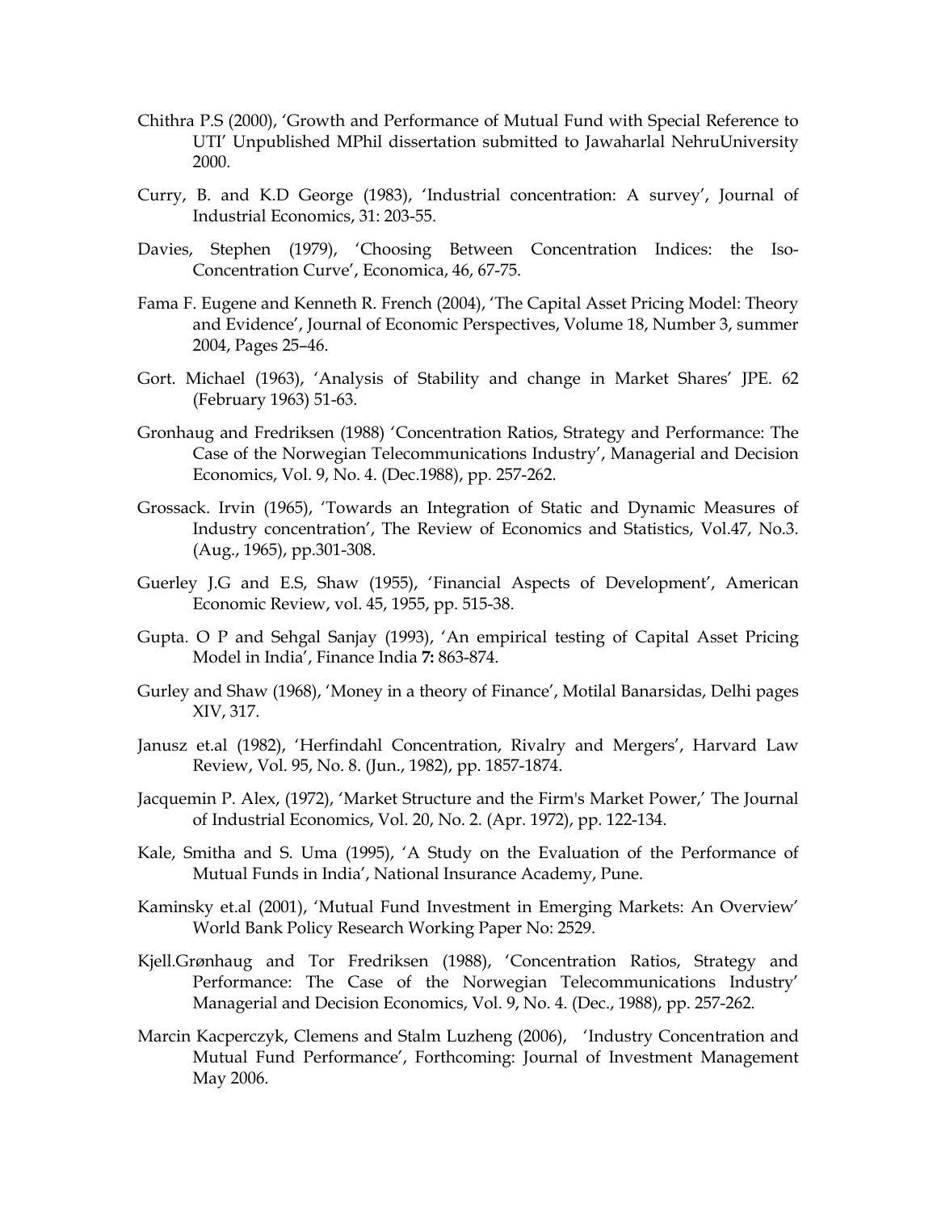Chithra P.S (2000), 'Growth and Performance of Mutual Fund with Special Reference to UTI' Unpublished MPhil dissertation submitted to Jawaharlal NehruUniversity 2000.

Curry, B. and K.D George (1983), 'Industrial concentration: A survey', Journal of Industrial Economics, 31: 203-55.

Davies, Stephen (1979), 'Choosing Between Concentration Indices: the Iso-Concentration Curve', Economica, 46, 67-75.

Fama F. Eugene and Kenneth R. French (2004), 'The Capital Asset Pricing Model: Theory and Evidence', Journal of Economic Perspectives, Volume 18, Number 3, summer 2004, Pages 25–46.

Gort. Michael (1963), 'Analysis of Stability and change in Market Shares' JPE. 62 (February 1963) 51-63.

Gronhaug and Fredriksen (1988) 'Concentration Ratios, Strategy and Performance: The Case of the Norwegian Telecommunications Industry', Managerial and Decision Economics, Vol. 9, No. 4. (Dec.1988), pp. 257-262.

Grossack. Irvin (1965), 'Towards an Integration of Static and Dynamic Measures of Industry concentration', The Review of Economics and Statistics, Vol.47, No.3. (Aug., 1965), pp.301-308.

Guerley J.G and E.S, Shaw (1955), 'Financial Aspects of Development', American Economic Review, vol. 45, 1955, pp. 515-38.

Gupta. O P and Sehgal Sanjay (1993), 'An empirical testing of Capital Asset Pricing Model in India', Finance India **7:** 863-874.

Gurley and Shaw (1968), 'Money in a theory of Finance', Motilal Banarsidas, Delhi pages XIV, 317.

Janusz et.al (1982), 'Herfindahl Concentration, Rivalry and Mergers', Harvard Law Review, Vol. 95, No. 8. (Jun., 1982), pp. 1857-1874.

Jacquemin P. Alex, (1972), 'Market Structure and the Firm's Market Power,' The Journal of Industrial Economics, Vol. 20, No. 2. (Apr. 1972), pp. 122-134.

Kale, Smitha and S. Uma (1995), 'A Study on the Evaluation of the Performance of Mutual Funds in India', National Insurance Academy, Pune.

Kaminsky et.al (2001), 'Mutual Fund Investment in Emerging Markets: An Overview' World Bank Policy Research Working Paper No: 2529.

Kjell.Grønhaug and Tor Fredriksen (1988), 'Concentration Ratios, Strategy and Performance: The Case of the Norwegian Telecommunications Industry' Managerial and Decision Economics, Vol. 9, No. 4. (Dec., 1988), pp. 257-262.

Marcin Kacperczyk, Clemens and Stalm Luzheng (2006), 'Industry Concentration and Mutual Fund Performance', Forthcoming: Journal of Investment Management May 2006.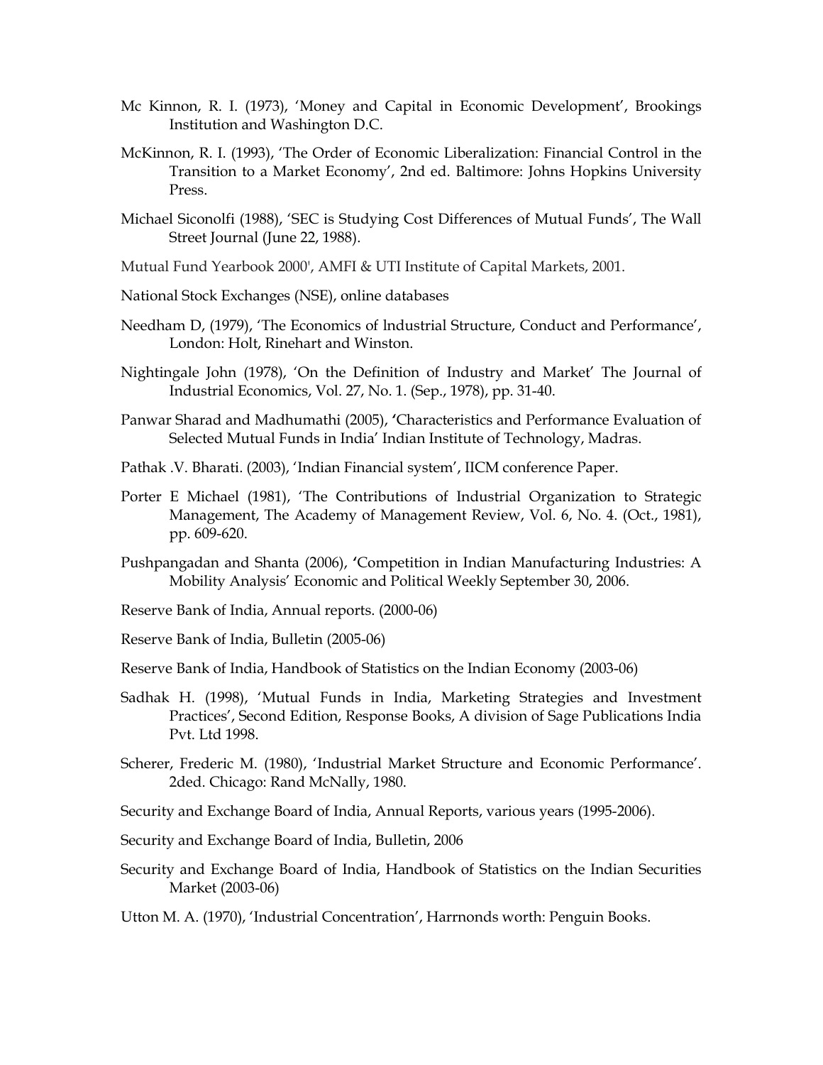Mc Kinnon, R. I. (1973), 'Money and Capital in Economic Development', Brookings Institution and Washington D.C.

McKinnon, R. I. (1993), 'The Order of Economic Liberalization: Financial Control in the Transition to a Market Economy', 2nd ed. Baltimore: Johns Hopkins University Press.

Michael Siconolfi (1988), 'SEC is Studying Cost Differences of Mutual Funds', The Wall Street Journal (June 22, 1988).

Mutual Fund Yearbook 2000', AMFI & UTI Institute of Capital Markets, 2001.

National Stock Exchanges (NSE), online databases

Needham D, (1979), 'The Economics of lndustrial Structure, Conduct and Performance', London: Holt, Rinehart and Winston.

Nightingale John (1978), 'On the Definition of Industry and Market' The Journal of Industrial Economics, Vol. 27, No. 1. (Sep., 1978), pp. 31-40.

Panwar Sharad and Madhumathi (2005), **'**Characteristics and Performance Evaluation of Selected Mutual Funds in India' Indian Institute of Technology, Madras.

Pathak .V. Bharati. (2003), 'Indian Financial system', IICM conference Paper.

Porter E Michael (1981), 'The Contributions of Industrial Organization to Strategic Management, The Academy of Management Review, Vol. 6, No. 4. (Oct., 1981), pp. 609-620.

Pushpangadan and Shanta (2006), **'**Competition in Indian Manufacturing Industries: A Mobility Analysis' Economic and Political Weekly September 30, 2006.

Reserve Bank of India, Annual reports. (2000-06)

Reserve Bank of India, Bulletin (2005-06)

Reserve Bank of India, Handbook of Statistics on the Indian Economy (2003-06)

Sadhak H. (1998), 'Mutual Funds in India, Marketing Strategies and Investment Practices', Second Edition, Response Books, A division of Sage Publications India Pvt. Ltd 1998.

Scherer, Frederic M. (1980), 'Industrial Market Structure and Economic Performance'. 2ded. Chicago: Rand McNally, 1980.

Security and Exchange Board of India, Annual Reports, various years (1995-2006).

Security and Exchange Board of India, Bulletin, 2006

Security and Exchange Board of India, Handbook of Statistics on the Indian Securities Market (2003-06)

Utton M. A. (1970), 'Industrial Concentration', Harrnonds worth: Penguin Books.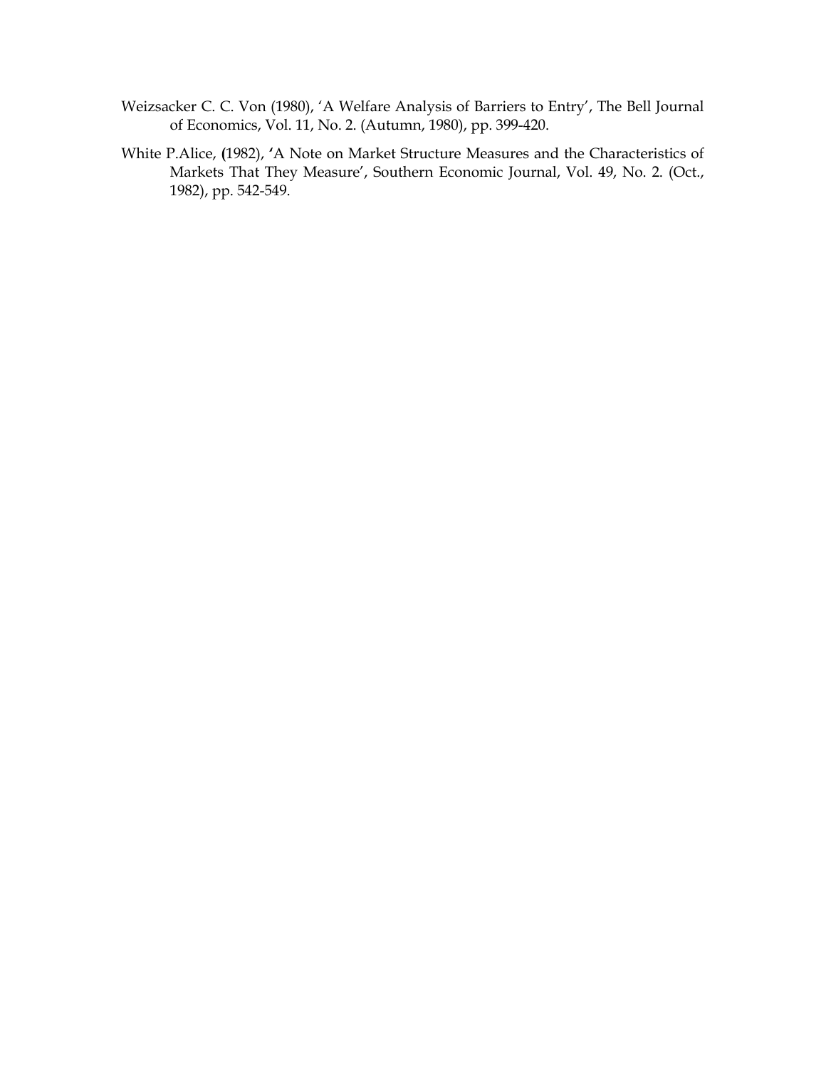Weizsacker C. C. Von (1980), 'A Welfare Analysis of Barriers to Entry', The Bell Journal of Economics, Vol. 11, No. 2. (Autumn, 1980), pp. 399-420.

White P.Alice, (1982), 'A Note on Market Structure Measures and the Characteristics of Markets That They Measure', Southern Economic Journal, Vol. 49, No. 2. (Oct., 1982), pp. 542-549.